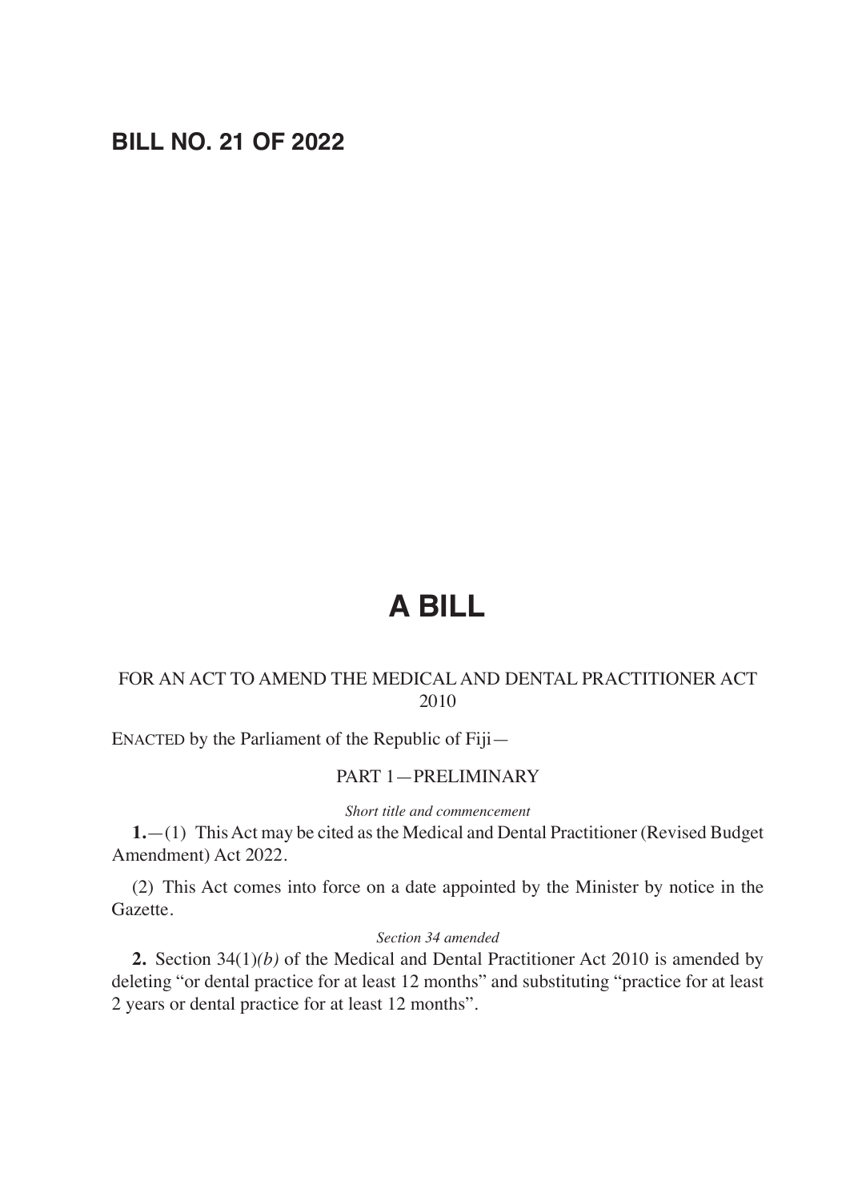**BILL NO. 21 OF 2022**

# A BILL

FOR AN ACT TO AMEND THE MEDICAL AND DENTAL PRACTITIONER ACT 2010

ENACTED by the Parliament of the Republic of Fiji—

PART 1—PRELIMINARY

*Short title and commencement*

**1.**—(1) This Act may be cited as the Medical and Dental Practitioner (Revised Budget Amendment) Act 2022.

(2) This Act comes into force on a date appointed by the Minister by notice in the Gazette.

*Section 34 amended*

**2.** Section 34(1)*(b)* of the Medical and Dental Practitioner Act 2010 is amended by deleting "or dental practice for at least 12 months" and substituting "practice for at least 2 years or dental practice for at least 12 months".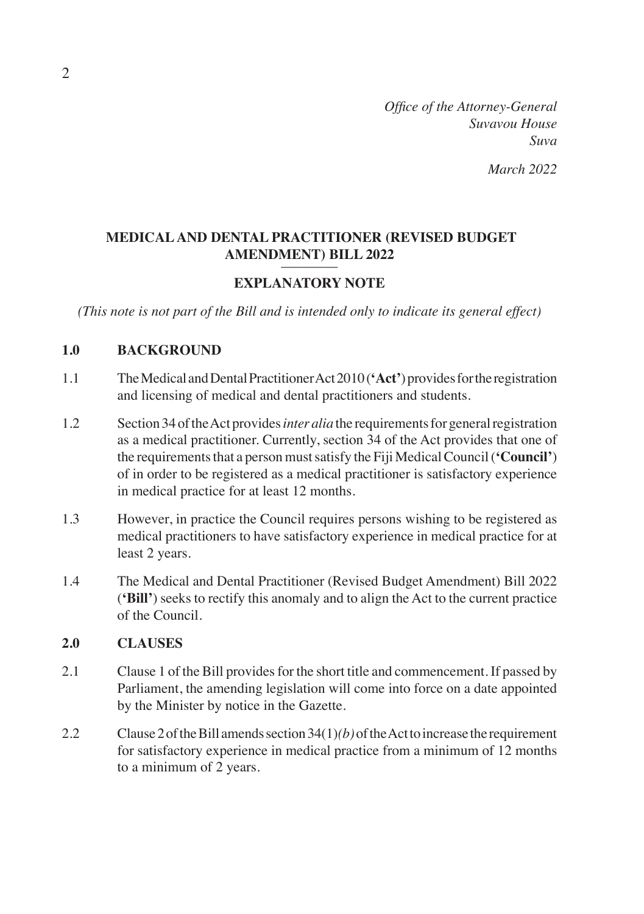*Office of the Attorney-General*
*Suvavou House*
*Suva*

*March 2022*

## MEDICAL AND DENTAL PRACTITIONER (REVISED BUDGET AMENDMENT) BILL 2022

### EXPLANATORY NOTE

*(This note is not part of the Bill and is intended only to indicate its general effect)*

### 1.0 BACKGROUND

1.1 The Medical and Dental Practitioner Act 2010 (**'Act'**) provides for the registration and licensing of medical and dental practitioners and students.

1.2 Section 34 of the Act provides *inter alia* the requirements for general registration as a medical practitioner. Currently, section 34 of the Act provides that one of the requirements that a person must satisfy the Fiji Medical Council (**'Council'**) of in order to be registered as a medical practitioner is satisfactory experience in medical practice for at least 12 months.

1.3 However, in practice the Council requires persons wishing to be registered as medical practitioners to have satisfactory experience in medical practice for at least 2 years.

1.4 The Medical and Dental Practitioner (Revised Budget Amendment) Bill 2022 (**'Bill'**) seeks to rectify this anomaly and to align the Act to the current practice of the Council.

### 2.0 CLAUSES

2.1 Clause 1 of the Bill provides for the short title and commencement. If passed by Parliament, the amending legislation will come into force on a date appointed by the Minister by notice in the Gazette.

2.2 Clause 2 of the Bill amends section 34(1)*(b)* of the Act to increase the requirement for satisfactory experience in medical practice from a minimum of 12 months to a minimum of 2 years.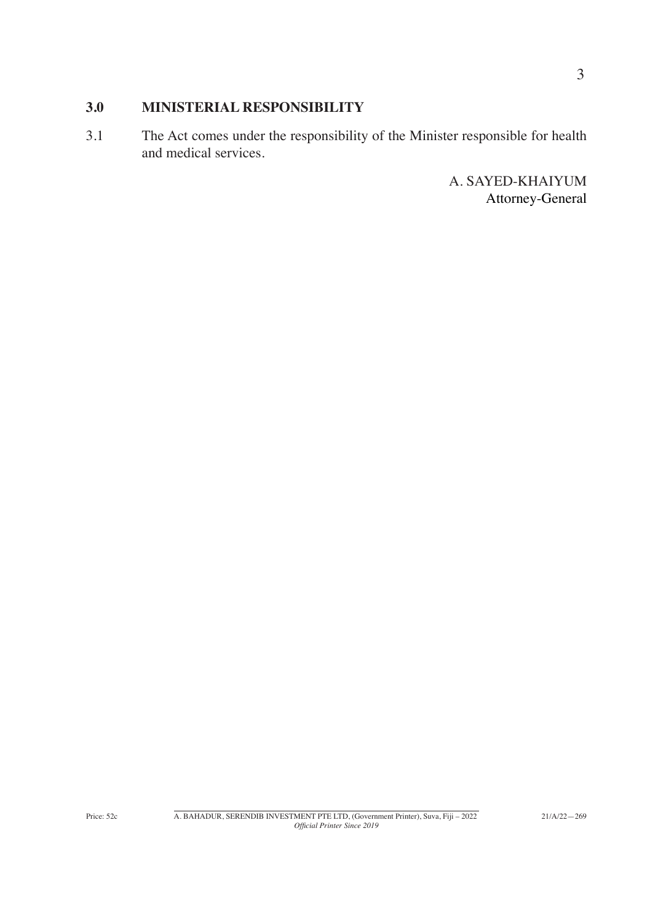## 3.0 MINISTERIAL RESPONSIBILITY

3.1 The Act comes under the responsibility of the Minister responsible for health and medical services.

A. SAYED-KHAIYUM
Attorney-General

Price: 52c

A. BAHADUR, SERENDIB INVESTMENT PTE LTD, (Government Printer), Suva, Fiji – 2022
*Official Printer Since 2019*

21/A/22—269